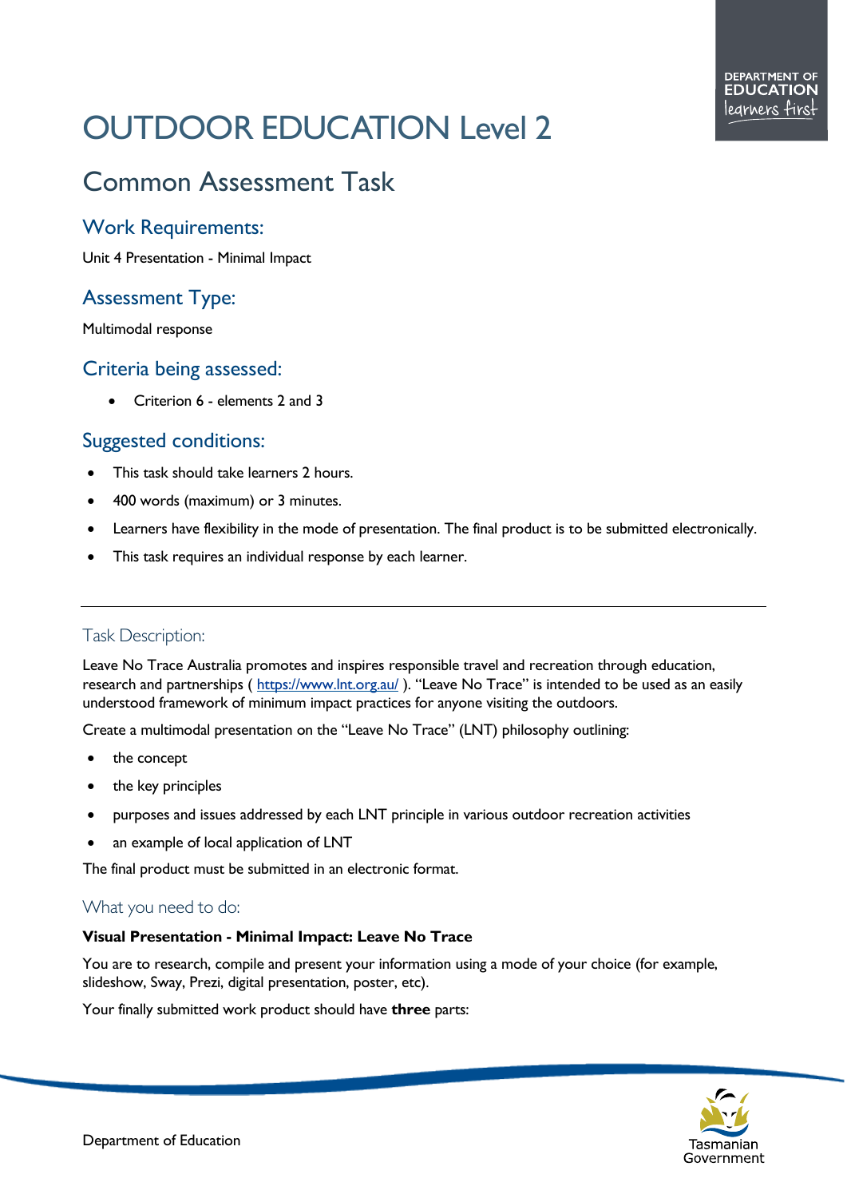# OUTDOOR EDUCATION Level 2

## Common Assessment Task

### Work Requirements:

Unit 4 Presentation - Minimal Impact

### Assessment Type:

Multimodal response

### Criteria being assessed:

- Criterion 6 - elements 2 and 3

### Suggested conditions:

- This task should take learners 2 hours.
- 400 words (maximum) or 3 minutes.
- Learners have flexibility in the mode of presentation. The final product is to be submitted electronically.
- This task requires an individual response by each learner.

---

### Task Description:

Leave No Trace Australia promotes and inspires responsible travel and recreation through education, research and partnerships ( https://www.lnt.org.au/ ). "Leave No Trace" is intended to be used as an easily understood framework of minimum impact practices for anyone visiting the outdoors.

Create a multimodal presentation on the "Leave No Trace" (LNT) philosophy outlining:

- the concept
- the key principles
- purposes and issues addressed by each LNT principle in various outdoor recreation activities
- an example of local application of LNT

The final product must be submitted in an electronic format.

### What you need to do:

**Visual Presentation - Minimal Impact: Leave No Trace**

You are to research, compile and present your information using a mode of your choice (for example, slideshow, Sway, Prezi, digital presentation, poster, etc).

Your finally submitted work product should have **three** parts: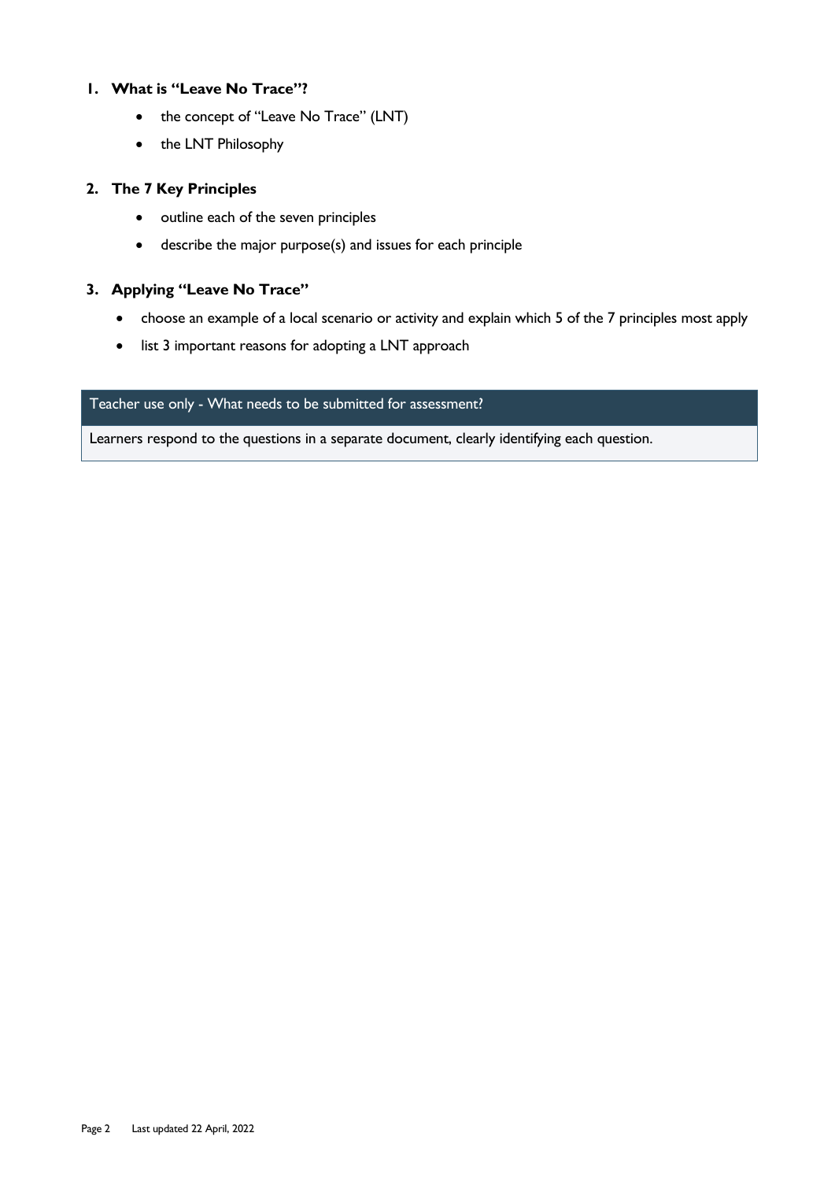1. **What is "Leave No Trace"?**
   - the concept of "Leave No Trace" (LNT)
   - the LNT Philosophy

2. **The 7 Key Principles**
   - outline each of the seven principles
   - describe the major purpose(s) and issues for each principle

3. **Applying "Leave No Trace"**
   - choose an example of a local scenario or activity and explain which 5 of the 7 principles most apply
   - list 3 important reasons for adopting a LNT approach

| Teacher use only - What needs to be submitted for assessment? |
| --- |
| Learners respond to the questions in a separate document, clearly identifying each question. |